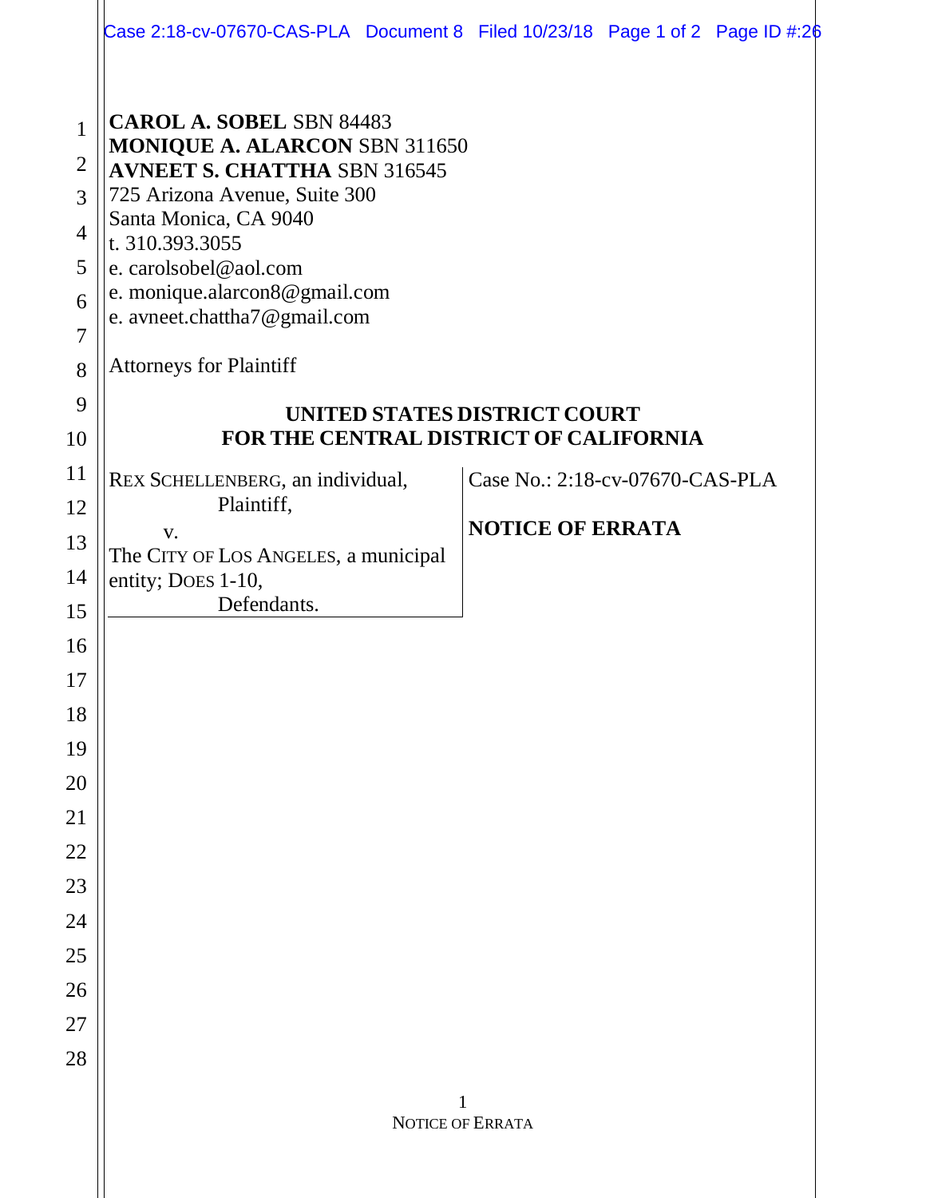**CAROL A. SOBEL** SBN 84483
**MONIQUE A. ALARCON** SBN 311650
**AVNEET S. CHATTHA** SBN 316545
725 Arizona Avenue, Suite 300
Santa Monica, CA 9040
t. 310.393.3055
e. carolsobel@aol.com
e. monique.alarcon8@gmail.com
e. avneet.chattha7@gmail.com

Attorneys for Plaintiff

**UNITED STATES DISTRICT COURT**
**FOR THE CENTRAL DISTRICT OF CALIFORNIA**

| | |
|---|---|
| REX SCHELLENBERG, an individual,<br>Plaintiff,<br>v.<br>The CITY OF LOS ANGELES, a municipal entity; DOES 1-10,<br>Defendants. | Case No.: 2:18-cv-07670-CAS-PLA<br><br>**NOTICE OF ERRATA** |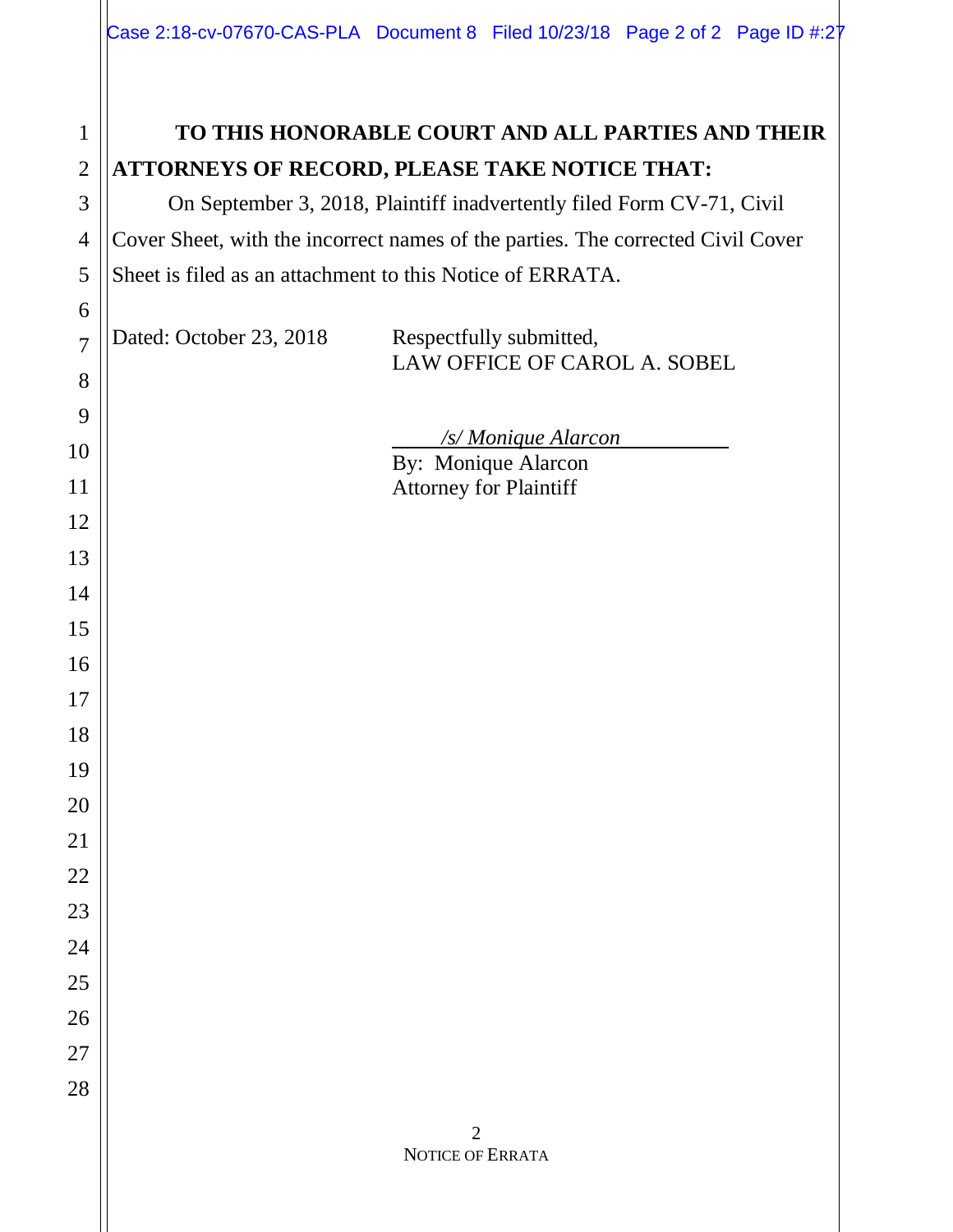**TO THIS HONORABLE COURT AND ALL PARTIES AND THEIR ATTORNEYS OF RECORD, PLEASE TAKE NOTICE THAT:**

On September 3, 2018, Plaintiff inadvertently filed Form CV-71, Civil Cover Sheet, with the incorrect names of the parties. The corrected Civil Cover Sheet is filed as an attachment to this Notice of ERRATA.

Dated: October 23, 2018

Respectfully submitted,
LAW OFFICE OF CAROL A. SOBEL

*/s/ Monique Alarcon*
By: Monique Alarcon
Attorney for Plaintiff

NOTICE OF ERRATA